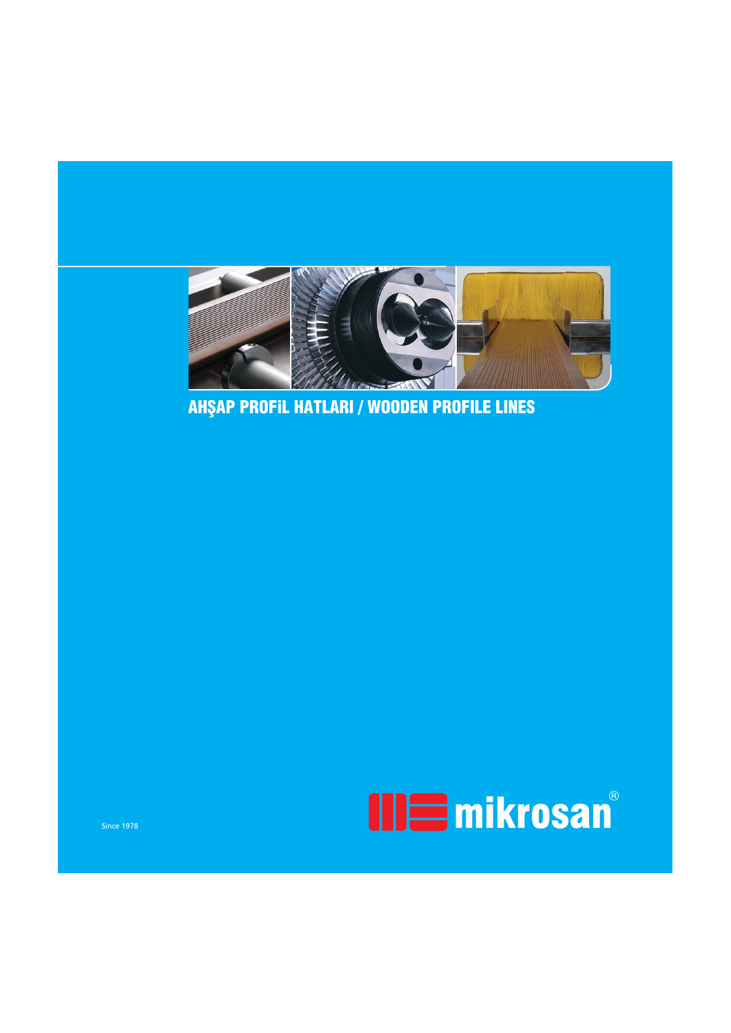# AHŞAP PROFİL HATLARI / WOODEN PROFILE LINES

Since 1978

mikrosan®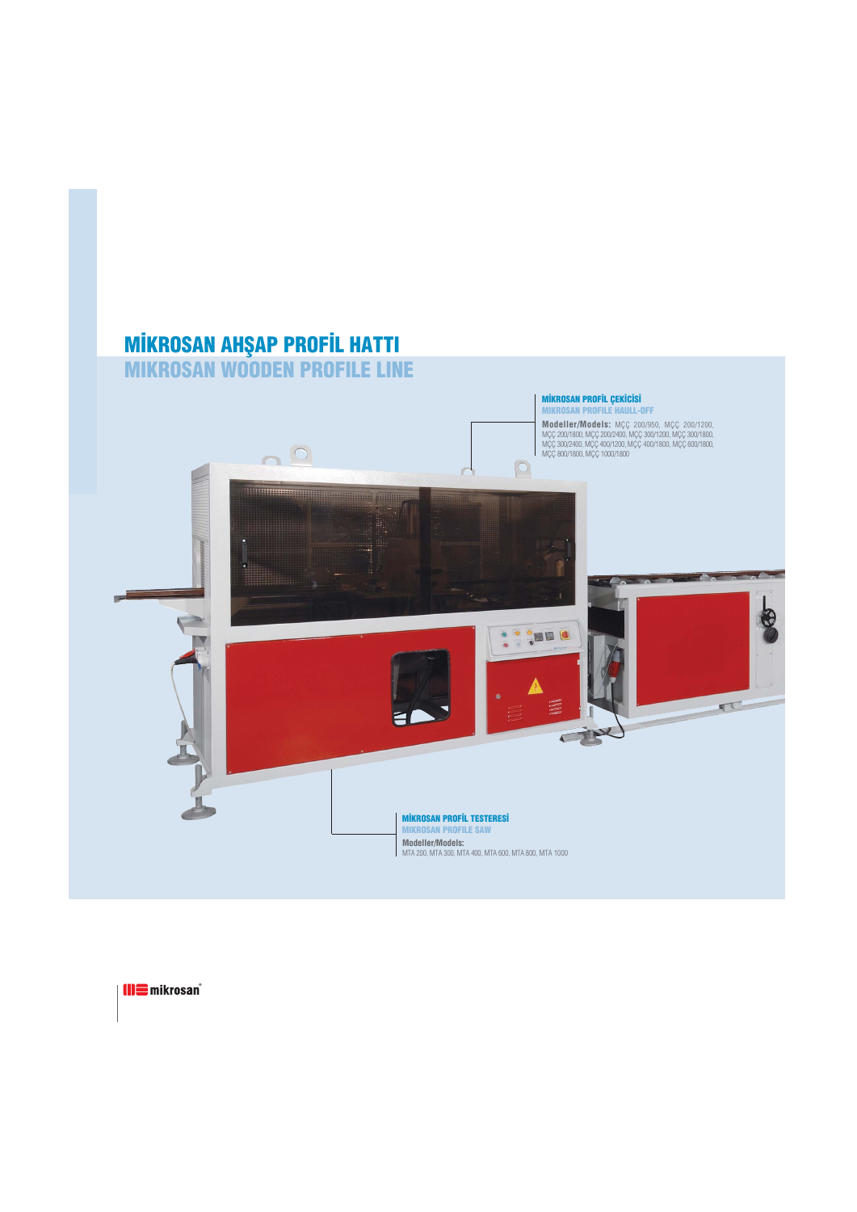# MİKROSAN AHŞAP PROFİL HATTI
## MIKROSAN WOODEN PROFILE LINE

### MİKROSAN PROFİL ÇEKİCİSİ
**MIKROSAN PROFILE HAULL-OFF**

**Modeller/Models:** MÇÇ 200/950, MÇÇ 200/1200, MÇÇ 200/1800, MÇÇ 200/2400, MÇÇ 300/1200, MÇÇ 300/1800, MÇÇ 300/2400, MÇÇ 400/1200, MÇÇ 400/1800, MÇÇ 600/1800, MÇÇ 800/1800, MÇÇ 1000/1800

### MİKROSAN PROFİL TESTERESİ
**MIKROSAN PROFILE SAW**

**Modeller/Models:**
MTA 200, MTA 300, MTA 400, MTA 600, MTA 800, MTA 1000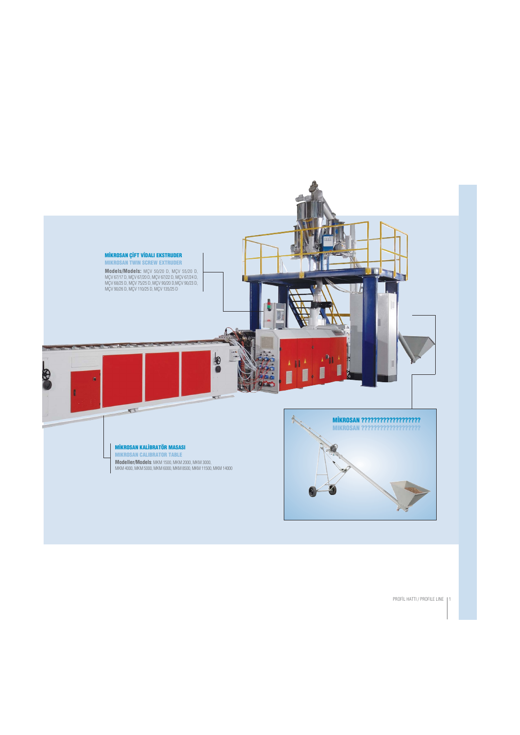### MİKROSAN ÇİFT VİDALI EKSTRUDER
### MIKROSAN TWIN SCREW EXTRUDER

**Models/Models:** MÇV 50/20 D, MÇV 55/20 D, MÇV 67/17 D, MÇV 67/20 D, MÇV 67/22 D, MÇV 67/24 D, MÇV 68/25 D, MÇV 75/25 D, MÇV 90/20 D, MÇV 90/23 D, MÇV 90/26 D, MÇV 110/25 D, MÇV 135/25 D

### MİKROSAN ??????????????????
### MIKROSAN ??????????????????

### MİKROSAN KALİBRATÖR MASASI
### MIKROSAN CALIBRATOR TABLE

**Modeller/Models**: MKM 1500, MKM 2000, MKM 3000, MKM 4000, MKM 5000, MKM 6000, MKM 8500, MKM 11500, MKM 14000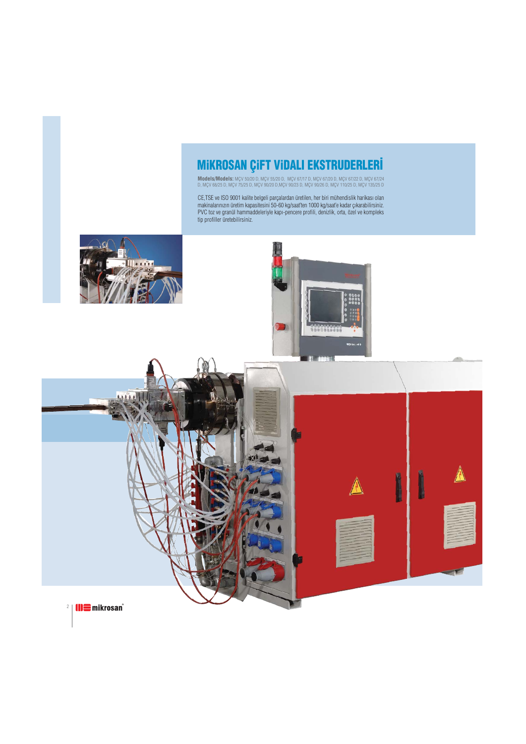# MİKROSAN ÇİFT VİDALI EKSTRUDERLERİ

**Models/Models:** MÇV 50/20 D, MÇV 55/20 D, MÇV 67/17 D, MÇV 67/20 D, MÇV 67/22 D, MÇV 67/24 D, MÇV 68/25 D, MÇV 75/25 D, MÇV 90/20 D,MÇV 90/23 D, MÇV 90/26 D, MÇV 110/25 D, MÇV 135/25 D

CE,TSE ve ISO 9001 kalite belgeli parçalardan üretilen, her biri mühendislik harikası olan makinalarınızın üretim kapasitesini 50-60 kg/saat'ten 1000 kg/saat'e kadar çıkarabilirsiniz. PVC toz ve granül hammaddeleriyle kapı-pencere profili, denizlik, orta, özel ve kompleks tip profiller üretebilirsiniz.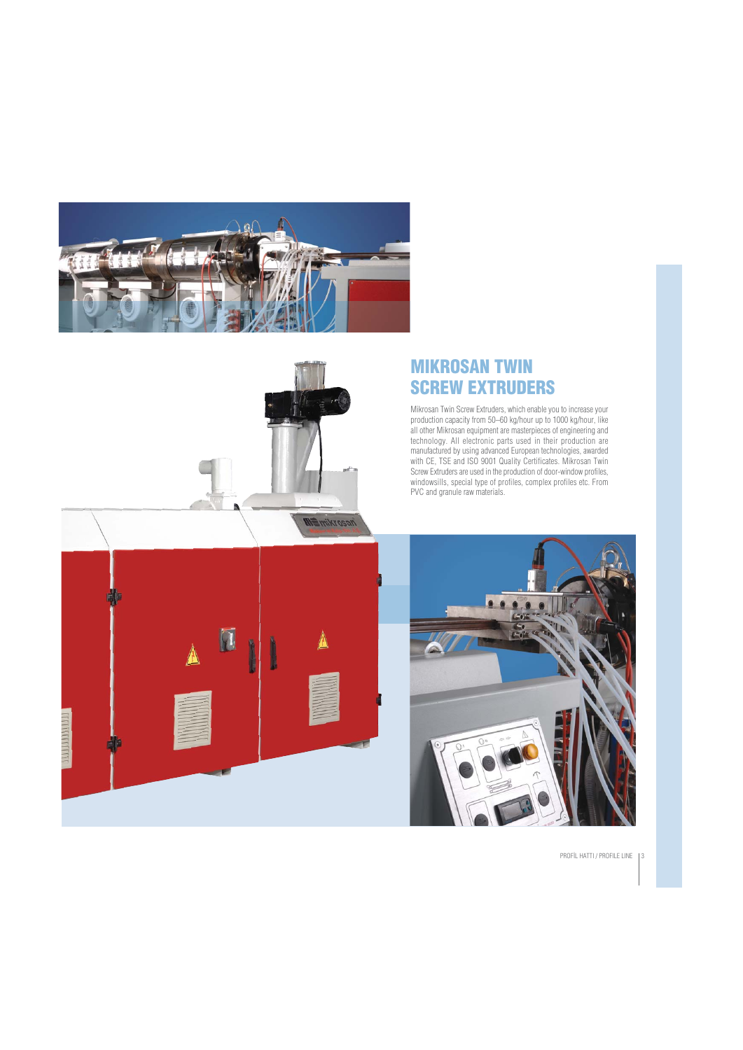# MIKROSAN TWIN SCREW EXTRUDERS

Mikrosan Twin Screw Extruders, which enable you to increase your production capacity from 50–60 kg/hour up to 1000 kg/hour, like all other Mikrosan equipment are masterpieces of engineering and technology. All electronic parts used in their production are manufactured by using advanced European technologies, awarded with CE, TSE and ISO 9001 Quality Certificates. Mikrosan Twin Screw Extruders are used in the production of door-window profiles, windowsills, special type of profiles, complex profiles etc. From PVC and granule raw materials.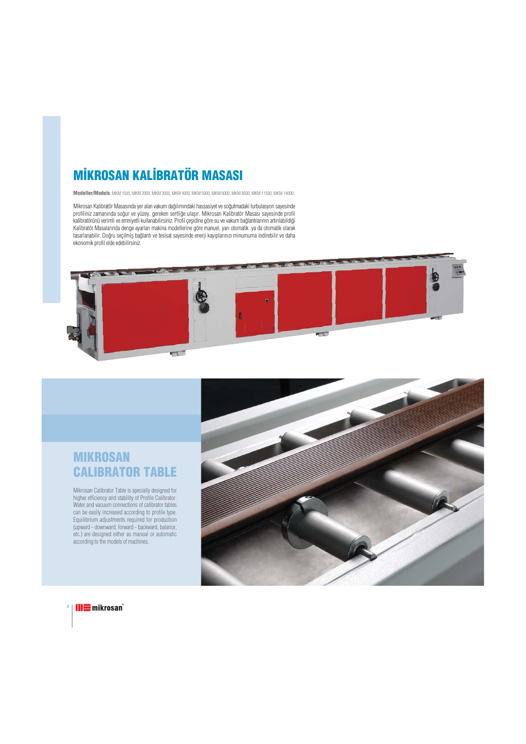# MİKROSAN KALİBRATÖR MASASI

**Modeller/Models**: MKM 1500, MKM 2000, MKM 3000, MKM 4000, MKM 5000, MKM 6000, MKM 8500, MKM 11500, MKM 14000

Mikrosan Kalibratör Masasında yer alan vakum dağılımındaki hassasiyet ve soğutmadaki turbulasyon sayesinde profiliniz zamanında soğur ve yüzey, gereken sertliğe ulaşır. Mikrosan Kalibratör Masası sayesinde profil kalibratörünü verimli ve emniyetli kullanabilirsiniz. Profil çeşidine göre su ve vakum bağlantılarının artırılabildiği Kalibratör Masalarında denge ayarları makina modellerine göre manuel, yarı otomatik ya da otomatik olarak tasarlanabilir. Doğru seçilmiş bağlantı ve tesisat sayesinde enerji kayıplarınızı minumuma indirebilir ve daha ekonomik profil elde edebilirsiniz.

# MIKROSAN CALIBRATOR TABLE

Mikrosan Calibrator Table is specially designed for higher efficiency and stability of Profile Calibrator. Water and vacuum connections of calibrator tables can be easily increased according to profile type. Equilibrium adjustments required for production (upward - downward, forward - backward, balance, etc.) are designed either as manual or automatic according to the models of machines.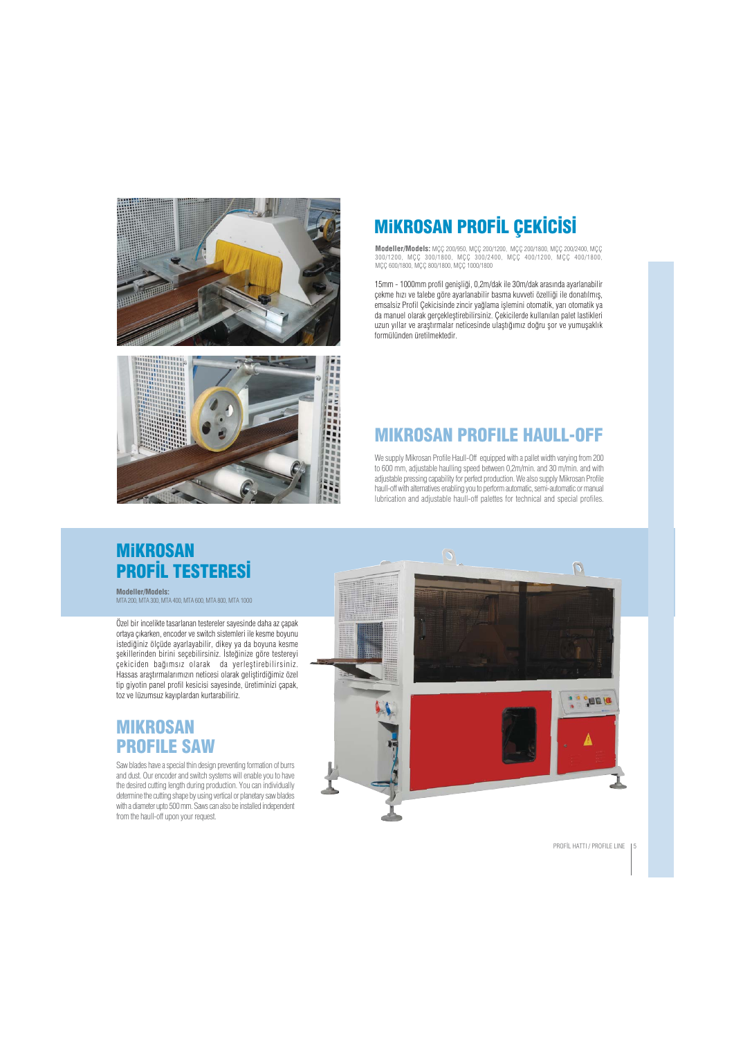# MİKROSAN PROFİL ÇEKİCİSİ

**Modeller/Models:** MÇÇ 200/950, MÇÇ 200/1200, MÇÇ 200/1800, MÇÇ 200/2400, MÇÇ 300/1200, MÇÇ 300/1800, MÇÇ 300/2400, MÇÇ 400/1200, MÇÇ 400/1800, MÇÇ 600/1800, MÇÇ 800/1800, MÇÇ 1000/1800

15mm - 1000mm profil genişliği, 0,2m/dak ile 30m/dak arasında ayarlanabilir çekme hızı ve talebe göre ayarlanabilir basma kuvveti özelliği ile donatılmış, emsalsiz Profil Çekicisinde zincir yağlama işlemini otomatik, yarı otomatik ya da manuel olarak gerçekleştirebilirsiniz. Çekicilerde kullanılan palet lastikleri uzun yıllar ve araştırmalar neticesinde ulaştığımız doğru şor ve yumuşaklık formülünden üretilmektedir.

# MIKROSAN PROFILE HAULL-OFF

We supply Mikrosan Profile Haull-Off equipped with a pallet width varying from 200 to 600 mm, adjustable haulling speed between 0,2m/min. and 30 m/min. and with adjustable pressing capability for perfect production. We also supply Mikrosan Profile haull-off with alternatives enabling you to perform automatic, semi-automatic or manual lubrication and adjustable haull-off palettes for technical and special profiles.

# MİKROSAN PROFİL TESTERESİ

**Modeller/Models:**
MTA 200, MTA 300, MTA 400, MTA 600, MTA 800, MTA 1000

Özel bir incelikte tasarlanan testereler sayesinde daha az çapak ortaya çıkarken, encoder ve switch sistemleri ile kesme boyunu istediğiniz ölçüde ayarlayabilir, dikey ya da boyuna kesme şekillerinden birini seçebilirsiniz. İsteğinize göre testereyi çekiciden bağımsız olarak da yerleştirebilirsiniz. Hassas araştırmalarımızın neticesi olarak geliştirdiğimiz özel tip giyotin panel profil kesicisi sayesinde, üretiminizi çapak, toz ve lüzumsuz kayıplardan kurtarabiliriz.

# MIKROSAN PROFILE SAW

Saw blades have a special thin design preventing formation of burrs and dust. Our encoder and switch systems will enable you to have the desired cutting length during production. You can individually determine the cutting shape by using vertical or planetary saw blades with a diameter upto 500 mm. Saws can also be installed independent from the haull-off upon your request.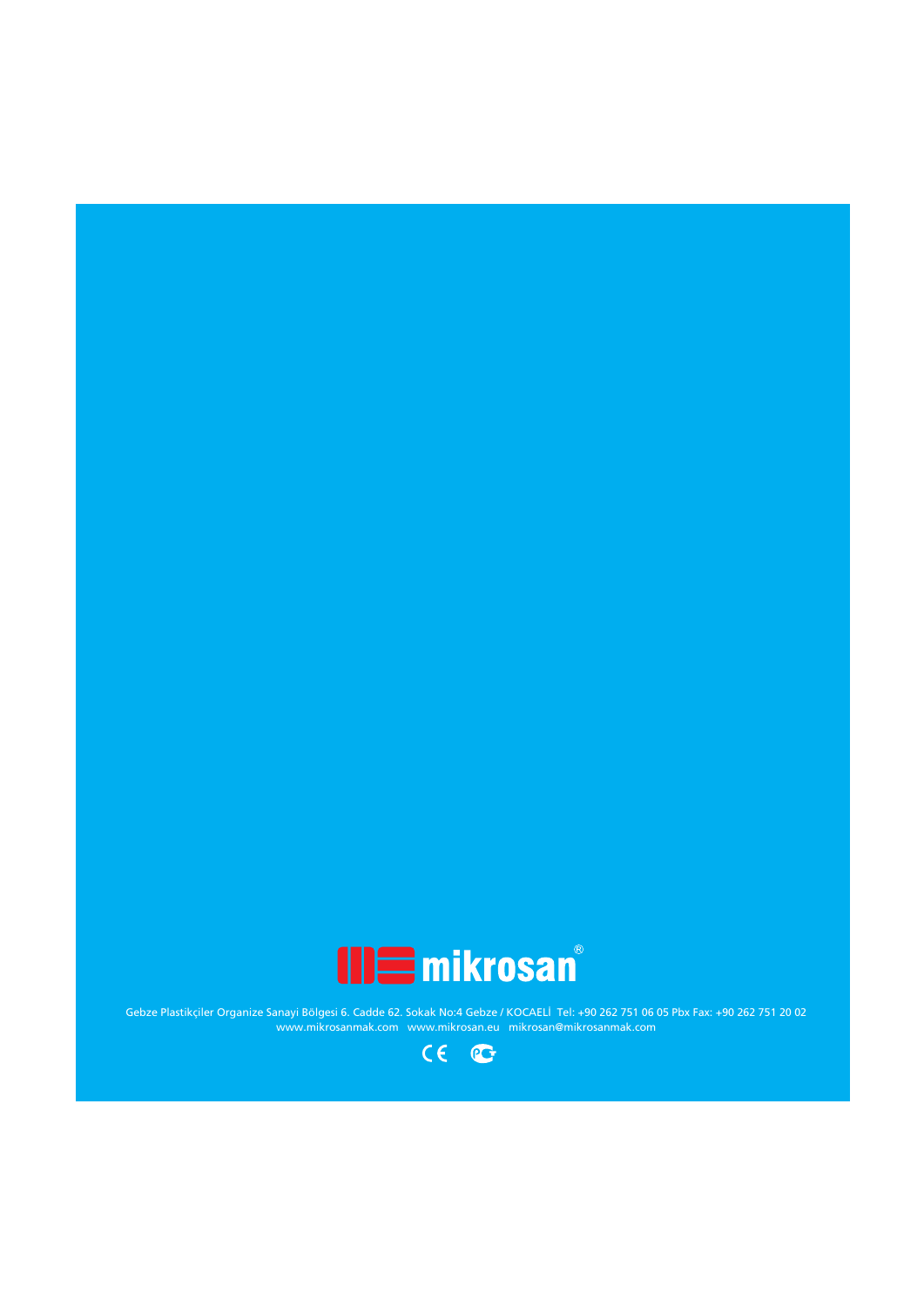mikrosan®

Gebze Plastikçiler Organize Sanayi Bölgesi 6. Cadde 62. Sokak No:4 Gebze / KOCAELİ Tel: +90 262 751 06 05 Pbx Fax: +90 262 751 20 02
www.mikrosanmak.com www.mikrosan.eu mikrosan@mikrosanmak.com